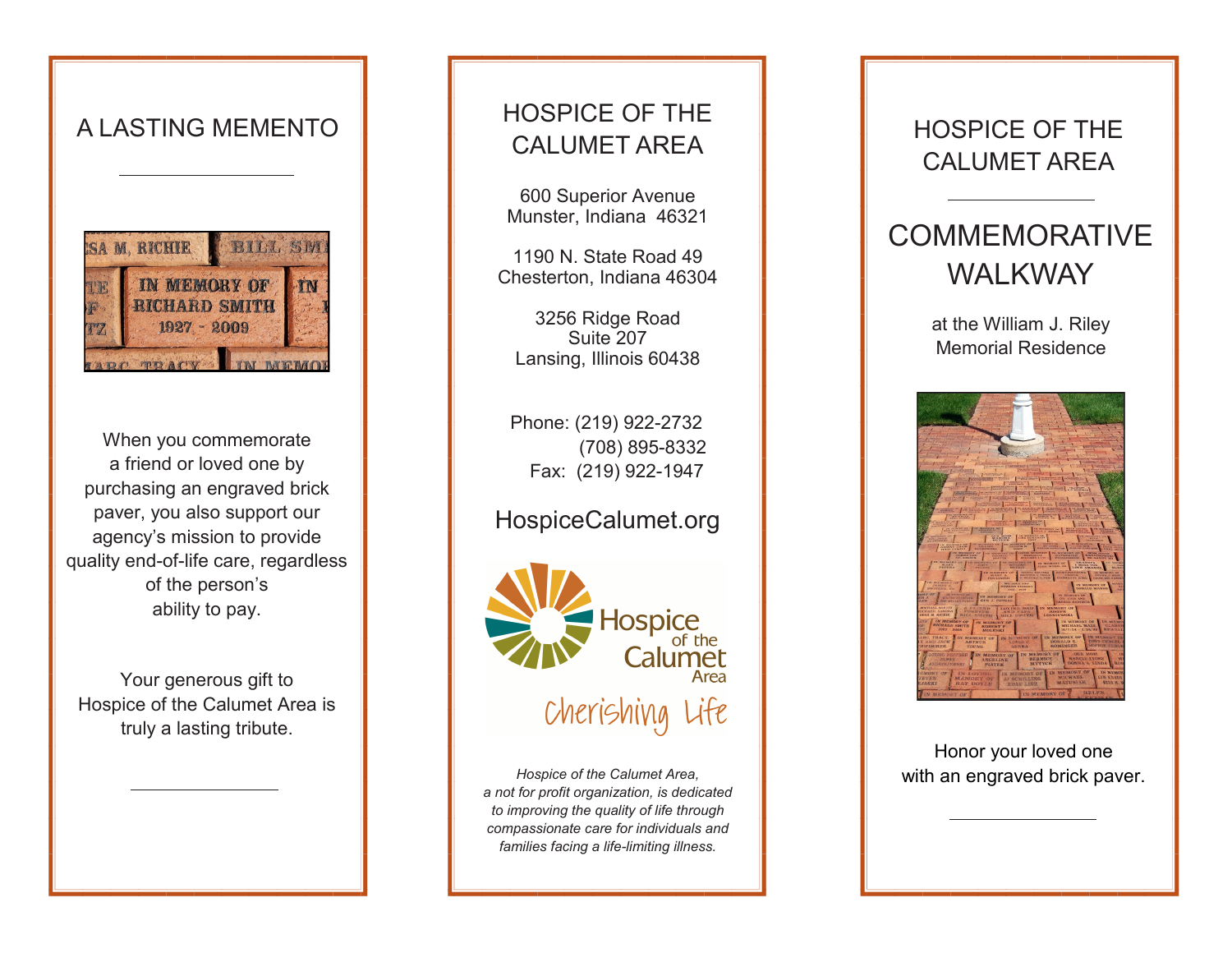# A LASTING MEMENTO

When you commemorate a friend or loved one by purchasing an engraved brick paver, you also support our agency's mission to provide quality end-of-life care, regardless of the person's ability to pay.

Your generous gift to Hospice of the Calumet Area is truly a lasting tribute.

## HOSPICE OF THE CALUMET AREA

600 Superior Avenue
Munster, Indiana 46321

1190 N. State Road 49
Chesterton, Indiana 46304

3256 Ridge Road
Suite 207
Lansing, Illinois 60438

Phone: (219) 922-2732
(708) 895-8332
Fax: (219) 922-1947

HospiceCalumet.org

Hospice of the Calumet Area

Cherishing Life

*Hospice of the Calumet Area, a not for profit organization, is dedicated to improving the quality of life through compassionate care for individuals and families facing a life-limiting illness.*

## HOSPICE OF THE CALUMET AREA

# COMMEMORATIVE WALKWAY

at the William J. Riley Memorial Residence

Honor your loved one with an engraved brick paver.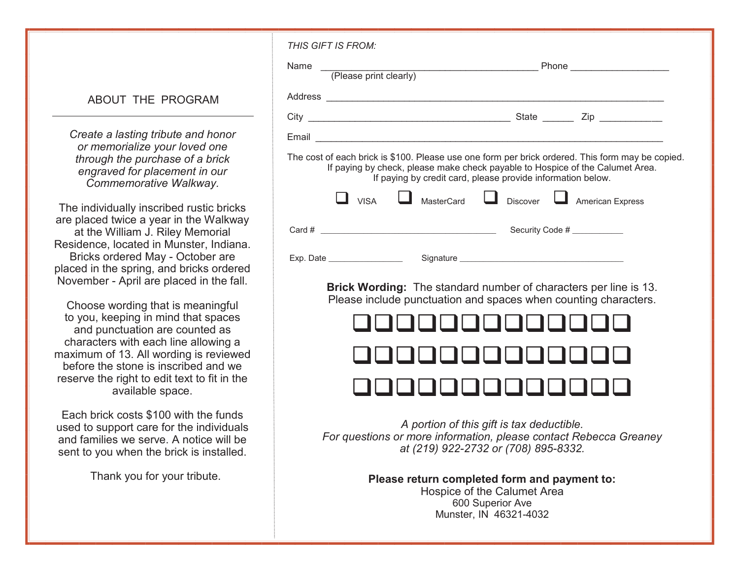## ABOUT THE PROGRAM

*Create a lasting tribute and honor or memorialize your loved one through the purchase of a brick engraved for placement in our Commemorative Walkway.*

The individually inscribed rustic bricks are placed twice a year in the Walkway at the William J. Riley Memorial Residence, located in Munster, Indiana. Bricks ordered May - October are placed in the spring, and bricks ordered November - April are placed in the fall.

Choose wording that is meaningful to you, keeping in mind that spaces and punctuation are counted as characters with each line allowing a maximum of 13. All wording is reviewed before the stone is inscribed and we reserve the right to edit text to fit in the available space.

Each brick costs $100 with the funds used to support care for the individuals and families we serve. A notice will be sent to you when the brick is installed.

Thank you for your tribute.

*THIS GIFT IS FROM:*

Name ____________________________________________ Phone ____________________
(Please print clearly)

Address ____________________________________________________________________

City ________________________________________ State ______ Zip ____________

Email ______________________________________________________________________

The cost of each brick is $100. Please use one form per brick ordered. This form may be copied.
If paying by check, please make check payable to Hospice of the Calumet Area.
If paying by credit card, please provide information below.

❑ VISA ❑ MasterCard ❑ Discover ❑ American Express

Card # ____________________________________ Security Code # ___________

Exp. Date ________________ Signature ____________________________________

**Brick Wording:** The standard number of characters per line is 13.
Please include punctuation and spaces when counting characters.

❑❑❑❑❑❑❑❑❑❑❑❑❑

❑❑❑❑❑❑❑❑❑❑❑❑❑

❑❑❑❑❑❑❑❑❑❑❑❑❑

*A portion of this gift is tax deductible.*
*For questions or more information, please contact Rebecca Greaney at (219) 922-2732 or (708) 895-8332.*

**Please return completed form and payment to:**
Hospice of the Calumet Area
600 Superior Ave
Munster, IN 46321-4032